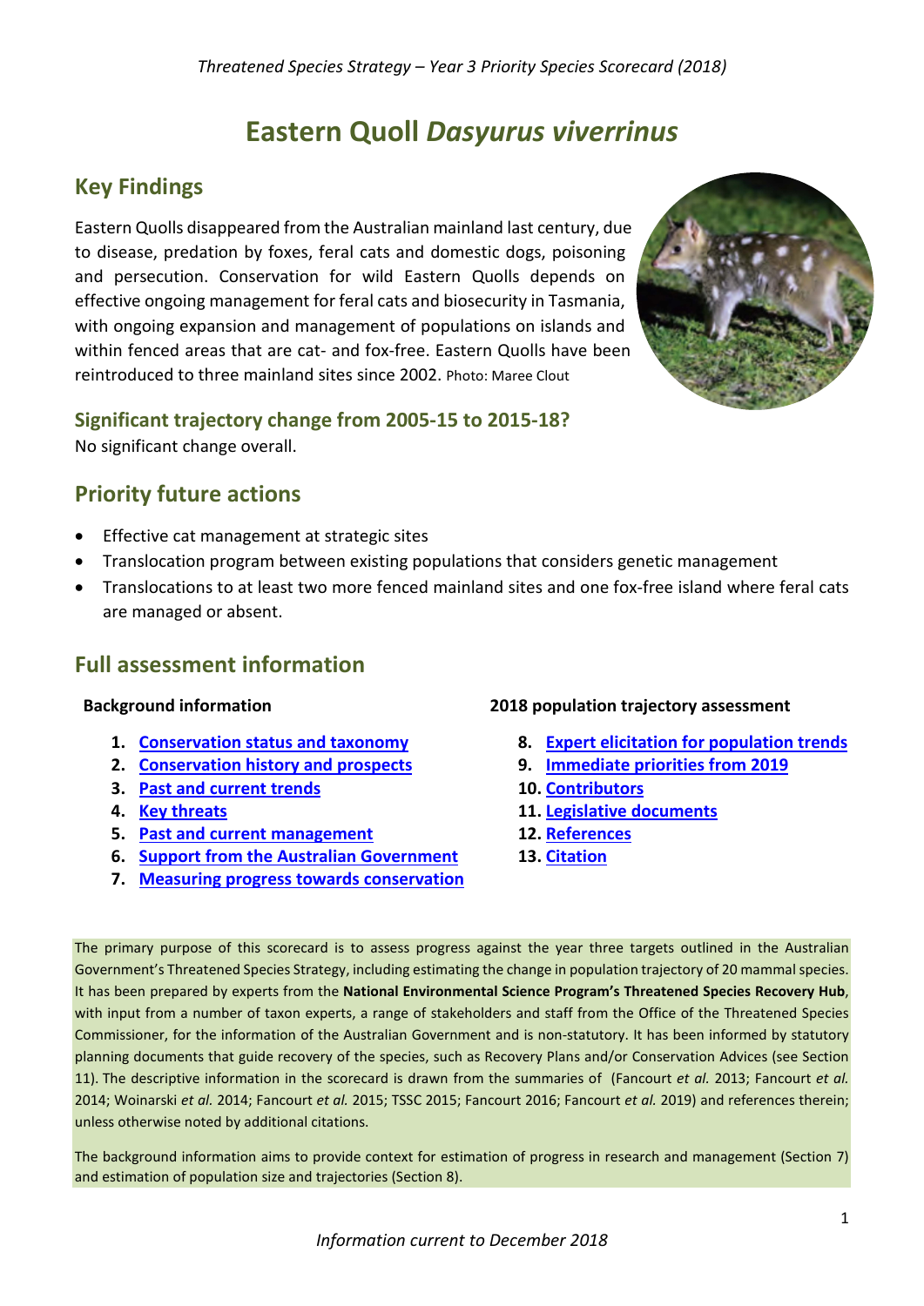# Eastern Quoll *Dasyurus viverrinus*

## Key Findings

Eastern Quolls disappeared from the Australian mainland last century, due to disease, predation by foxes, feral cats and domestic dogs, poisoning and persecution. Conservation for wild Eastern Quolls depends on effective ongoing management for feral cats and biosecurity in Tasmania, with ongoing expansion and management of populations on islands and within fenced areas that are cat- and fox-free. Eastern Quolls have been reintroduced to three mainland sites since 2002. Photo: Maree Clout

### Significant trajectory change from 2005-15 to 2015-18?

No significant change overall.

## Priority future actions

- Effective cat management at strategic sites
- Translocation program between existing populations that considers genetic management
- Translocations to at least two more fenced mainland sites and one fox-free island where feral cats are managed or absent.

## Full assessment information

**Background information**

1. Conservation status and taxonomy
2. Conservation history and prospects
3. Past and current trends
4. Key threats
5. Past and current management
6. Support from the Australian Government
7. Measuring progress towards conservation

**2018 population trajectory assessment**

8. Expert elicitation for population trends
9. Immediate priorities from 2019
10. Contributors
11. Legislative documents
12. References
13. Citation

The primary purpose of this scorecard is to assess progress against the year three targets outlined in the Australian Government's Threatened Species Strategy, including estimating the change in population trajectory of 20 mammal species. It has been prepared by experts from the **National Environmental Science Program's Threatened Species Recovery Hub**, with input from a number of taxon experts, a range of stakeholders and staff from the Office of the Threatened Species Commissioner, for the information of the Australian Government and is non-statutory. It has been informed by statutory planning documents that guide recovery of the species, such as Recovery Plans and/or Conservation Advices (see Section 11). The descriptive information in the scorecard is drawn from the summaries of (Fancourt *et al.* 2013; Fancourt *et al.* 2014; Woinarski *et al.* 2014; Fancourt *et al.* 2015; TSSC 2015; Fancourt 2016; Fancourt *et al.* 2019) and references therein; unless otherwise noted by additional citations.

The background information aims to provide context for estimation of progress in research and management (Section 7) and estimation of population size and trajectories (Section 8).

*Information current to December 2018*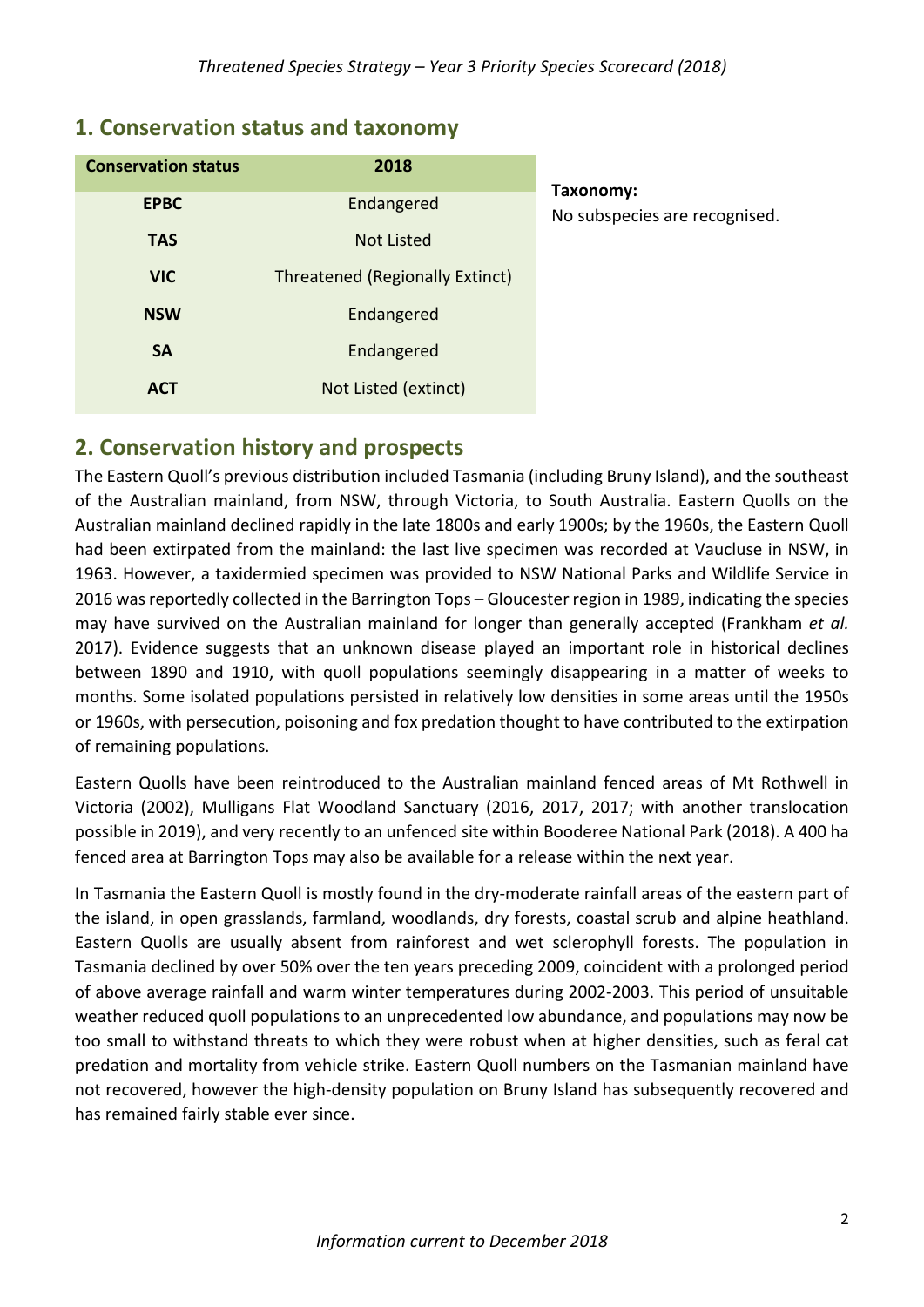## 1. Conservation status and taxonomy

| Conservation status | 2018 |
|---|---|
| **EPBC** | Endangered |
| **TAS** | Not Listed |
| **VIC** | Threatened (Regionally Extinct) |
| **NSW** | Endangered |
| **SA** | Endangered |
| **ACT** | Not Listed (extinct) |

**Taxonomy:**
No subspecies are recognised.

## 2. Conservation history and prospects

The Eastern Quoll's previous distribution included Tasmania (including Bruny Island), and the southeast of the Australian mainland, from NSW, through Victoria, to South Australia. Eastern Quolls on the Australian mainland declined rapidly in the late 1800s and early 1900s; by the 1960s, the Eastern Quoll had been extirpated from the mainland: the last live specimen was recorded at Vaucluse in NSW, in 1963. However, a taxidermied specimen was provided to NSW National Parks and Wildlife Service in 2016 was reportedly collected in the Barrington Tops – Gloucester region in 1989, indicating the species may have survived on the Australian mainland for longer than generally accepted (Frankham *et al.* 2017). Evidence suggests that an unknown disease played an important role in historical declines between 1890 and 1910, with quoll populations seemingly disappearing in a matter of weeks to months. Some isolated populations persisted in relatively low densities in some areas until the 1950s or 1960s, with persecution, poisoning and fox predation thought to have contributed to the extirpation of remaining populations.

Eastern Quolls have been reintroduced to the Australian mainland fenced areas of Mt Rothwell in Victoria (2002), Mulligans Flat Woodland Sanctuary (2016, 2017, 2017; with another translocation possible in 2019), and very recently to an unfenced site within Booderee National Park (2018). A 400 ha fenced area at Barrington Tops may also be available for a release within the next year.

In Tasmania the Eastern Quoll is mostly found in the dry-moderate rainfall areas of the eastern part of the island, in open grasslands, farmland, woodlands, dry forests, coastal scrub and alpine heathland. Eastern Quolls are usually absent from rainforest and wet sclerophyll forests. The population in Tasmania declined by over 50% over the ten years preceding 2009, coincident with a prolonged period of above average rainfall and warm winter temperatures during 2002-2003. This period of unsuitable weather reduced quoll populations to an unprecedented low abundance, and populations may now be too small to withstand threats to which they were robust when at higher densities, such as feral cat predation and mortality from vehicle strike. Eastern Quoll numbers on the Tasmanian mainland have not recovered, however the high-density population on Bruny Island has subsequently recovered and has remained fairly stable ever since.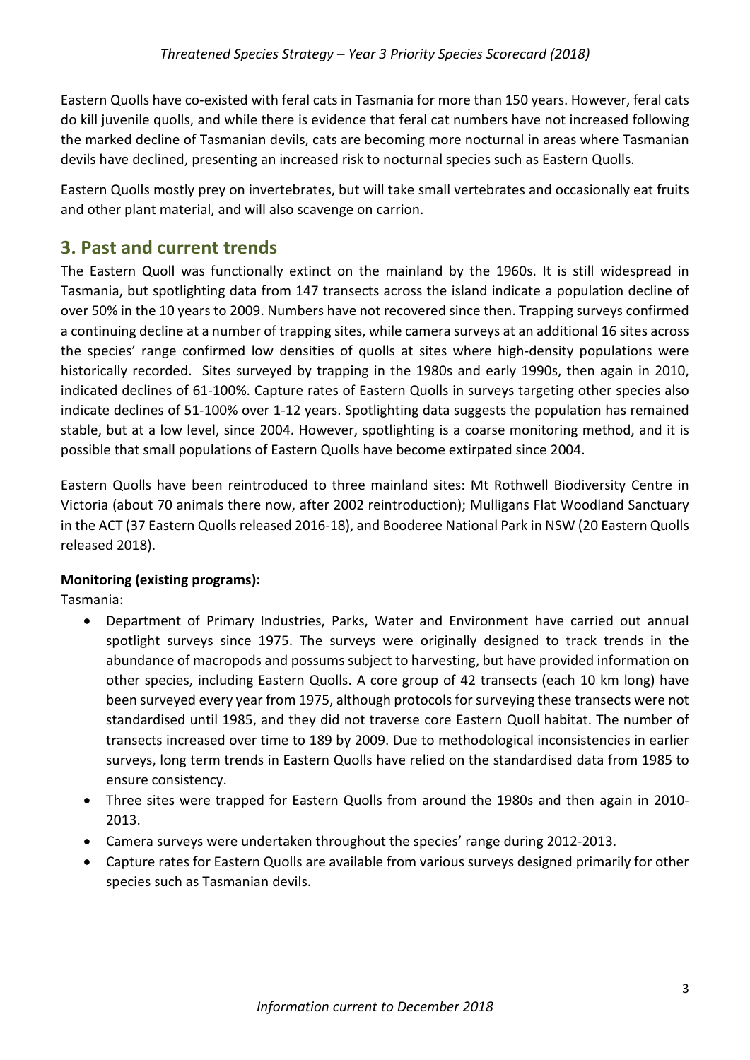Eastern Quolls have co-existed with feral cats in Tasmania for more than 150 years. However, feral cats do kill juvenile quolls, and while there is evidence that feral cat numbers have not increased following the marked decline of Tasmanian devils, cats are becoming more nocturnal in areas where Tasmanian devils have declined, presenting an increased risk to nocturnal species such as Eastern Quolls.

Eastern Quolls mostly prey on invertebrates, but will take small vertebrates and occasionally eat fruits and other plant material, and will also scavenge on carrion.

## 3. Past and current trends

The Eastern Quoll was functionally extinct on the mainland by the 1960s. It is still widespread in Tasmania, but spotlighting data from 147 transects across the island indicate a population decline of over 50% in the 10 years to 2009. Numbers have not recovered since then. Trapping surveys confirmed a continuing decline at a number of trapping sites, while camera surveys at an additional 16 sites across the species' range confirmed low densities of quolls at sites where high-density populations were historically recorded. Sites surveyed by trapping in the 1980s and early 1990s, then again in 2010, indicated declines of 61-100%. Capture rates of Eastern Quolls in surveys targeting other species also indicate declines of 51-100% over 1-12 years. Spotlighting data suggests the population has remained stable, but at a low level, since 2004. However, spotlighting is a coarse monitoring method, and it is possible that small populations of Eastern Quolls have become extirpated since 2004.

Eastern Quolls have been reintroduced to three mainland sites: Mt Rothwell Biodiversity Centre in Victoria (about 70 animals there now, after 2002 reintroduction); Mulligans Flat Woodland Sanctuary in the ACT (37 Eastern Quolls released 2016-18), and Booderee National Park in NSW (20 Eastern Quolls released 2018).

**Monitoring (existing programs):**

Tasmania:

- Department of Primary Industries, Parks, Water and Environment have carried out annual spotlight surveys since 1975. The surveys were originally designed to track trends in the abundance of macropods and possums subject to harvesting, but have provided information on other species, including Eastern Quolls. A core group of 42 transects (each 10 km long) have been surveyed every year from 1975, although protocols for surveying these transects were not standardised until 1985, and they did not traverse core Eastern Quoll habitat. The number of transects increased over time to 189 by 2009. Due to methodological inconsistencies in earlier surveys, long term trends in Eastern Quolls have relied on the standardised data from 1985 to ensure consistency.
- Three sites were trapped for Eastern Quolls from around the 1980s and then again in 2010-2013.
- Camera surveys were undertaken throughout the species' range during 2012-2013.
- Capture rates for Eastern Quolls are available from various surveys designed primarily for other species such as Tasmanian devils.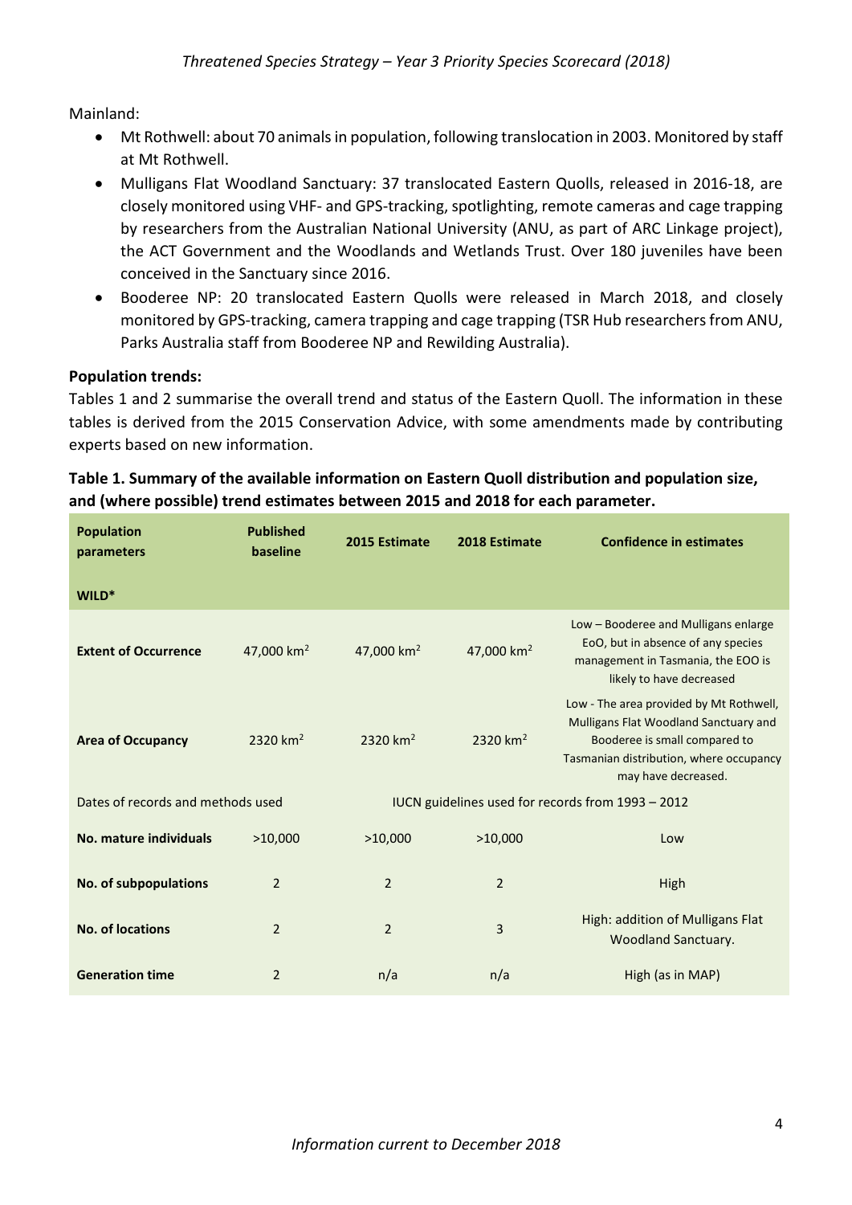Mainland:

- Mt Rothwell: about 70 animals in population, following translocation in 2003. Monitored by staff at Mt Rothwell.
- Mulligans Flat Woodland Sanctuary: 37 translocated Eastern Quolls, released in 2016-18, are closely monitored using VHF- and GPS-tracking, spotlighting, remote cameras and cage trapping by researchers from the Australian National University (ANU, as part of ARC Linkage project), the ACT Government and the Woodlands and Wetlands Trust. Over 180 juveniles have been conceived in the Sanctuary since 2016.
- Booderee NP: 20 translocated Eastern Quolls were released in March 2018, and closely monitored by GPS-tracking, camera trapping and cage trapping (TSR Hub researchers from ANU, Parks Australia staff from Booderee NP and Rewilding Australia).

**Population trends:**

Tables 1 and 2 summarise the overall trend and status of the Eastern Quoll. The information in these tables is derived from the 2015 Conservation Advice, with some amendments made by contributing experts based on new information.

**Table 1. Summary of the available information on Eastern Quoll distribution and population size, and (where possible) trend estimates between 2015 and 2018 for each parameter.**

| Population parameters<br><br>WILD* | Published baseline | 2015 Estimate | 2018 Estimate | Confidence in estimates |
|---|---|---|---|---|
| **Extent of Occurrence** | 47,000 km$^2$ | 47,000 km$^2$ | 47,000 km$^2$ | Low – Booderee and Mulligans enlarge EoO, but in absence of any species management in Tasmania, the EOO is likely to have decreased |
| **Area of Occupancy** | 2320 km$^2$ | 2320 km$^2$ | 2320 km$^2$ | Low - The area provided by Mt Rothwell, Mulligans Flat Woodland Sanctuary and Booderee is small compared to Tasmanian distribution, where occupancy may have decreased. |
| Dates of records and methods used | | IUCN guidelines used for records from 1993 – 2012 | | |
| **No. mature individuals** | >10,000 | >10,000 | >10,000 | Low |
| **No. of subpopulations** | 2 | 2 | 2 | High |
| **No. of locations** | 2 | 2 | 3 | High: addition of Mulligans Flat Woodland Sanctuary. |
| **Generation time** | 2 | n/a | n/a | High (as in MAP) |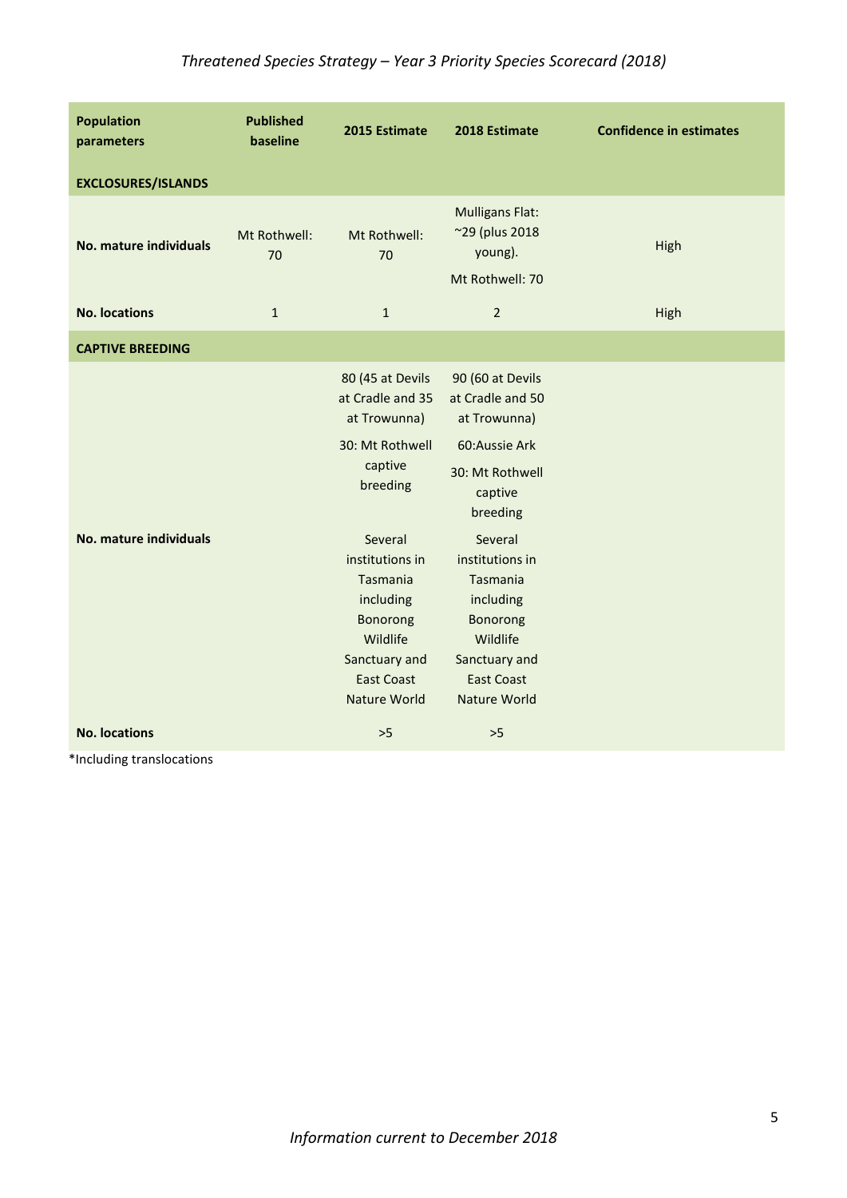| Population parameters | Published baseline | 2015 Estimate | 2018 Estimate | Confidence in estimates |
|---|---|---|---|---|
| **EXCLOSURES/ISLANDS** | | | | |
| **No. mature individuals** | Mt Rothwell: 70 | Mt Rothwell: 70 | Mulligans Flat: ~29 (plus 2018 young). Mt Rothwell: 70 | High |
| **No. locations** | 1 | 1 | 2 | High |
| **CAPTIVE BREEDING** | | | | |
| **No. mature individuals** | | 80 (45 at Devils at Cradle and 35 at Trowunna) 30: Mt Rothwell captive breeding Several institutions in Tasmania including Bonorong Wildlife Sanctuary and East Coast Nature World | 90 (60 at Devils at Cradle and 50 at Trowunna) 60:Aussie Ark 30: Mt Rothwell captive breeding Several institutions in Tasmania including Bonorong Wildlife Sanctuary and East Coast Nature World | |
| **No. locations** | | >5 | >5 | |

*Including translocations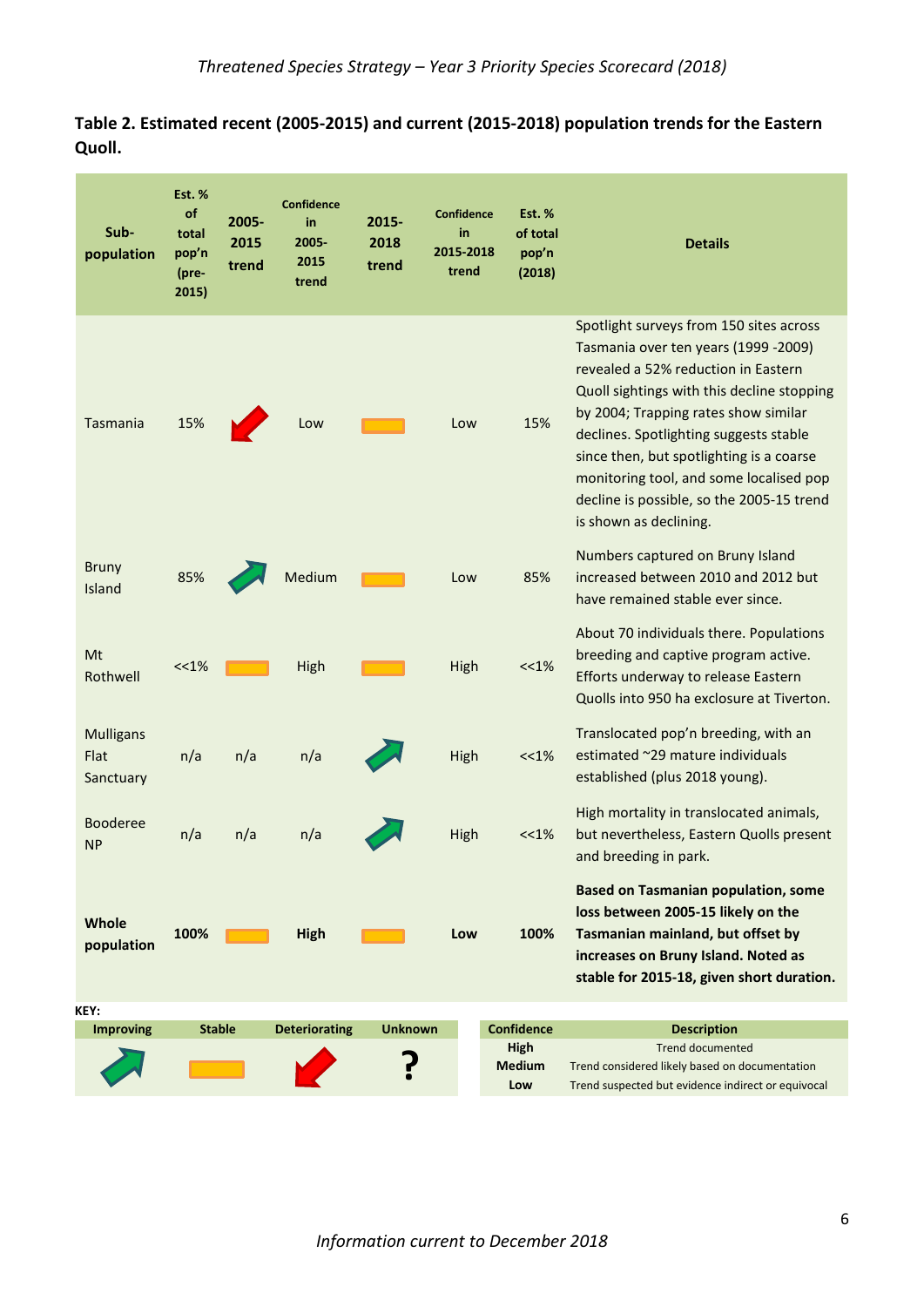**Table 2. Estimated recent (2005-2015) and current (2015-2018) population trends for the Eastern Quoll.**

| Sub-population | Est. % of total pop'n (pre-2015) | 2005-2015 trend | Confidence in 2005-2015 trend | 2015-2018 trend | Confidence in 2015-2018 trend | Est. % of total pop'n (2018) | Details |
|---|---|---|---|---|---|---|---|
| Tasmania | 15% | Deteriorating | Low | Stable | Low | 15% | Spotlight surveys from 150 sites across Tasmania over ten years (1999 -2009) revealed a 52% reduction in Eastern Quoll sightings with this decline stopping by 2004; Trapping rates show similar declines. Spotlighting suggests stable since then, but spotlighting is a coarse monitoring tool, and some localised pop decline is possible, so the 2005-15 trend is shown as declining. |
| Bruny Island | 85% | Improving | Medium | Stable | Low | 85% | Numbers captured on Bruny Island increased between 2010 and 2012 but have remained stable ever since. |
| Mt Rothwell | <<1% | Stable | High | Stable | High | <<1% | About 70 individuals there. Populations breeding and captive program active. Efforts underway to release Eastern Quolls into 950 ha exclosure at Tiverton. |
| Mulligans Flat Sanctuary | n/a | n/a | n/a | Improving | High | <<1% | Translocated pop'n breeding, with an estimated ~29 mature individuals established (plus 2018 young). |
| Booderee NP | n/a | n/a | n/a | Improving | High | <<1% | High mortality in translocated animals, but nevertheless, Eastern Quolls present and breeding in park. |
| **Whole population** | **100%** | Stable | **High** | Stable | **Low** | **100%** | **Based on Tasmanian population, some loss between 2005-15 likely on the Tasmanian mainland, but offset by increases on Bruny Island. Noted as stable for 2015-18, given short duration.** |

KEY:

| Improving | Stable | Deteriorating | Unknown |
|---|---|---|---|
| ↗ (green arrow) | ▬ (orange bar) | ↙ (red arrow) | ? |

| Confidence | Description |
|---|---|
| High | Trend documented |
| Medium | Trend considered likely based on documentation |
| Low | Trend suspected but evidence indirect or equivocal |

*Information current to December 2018*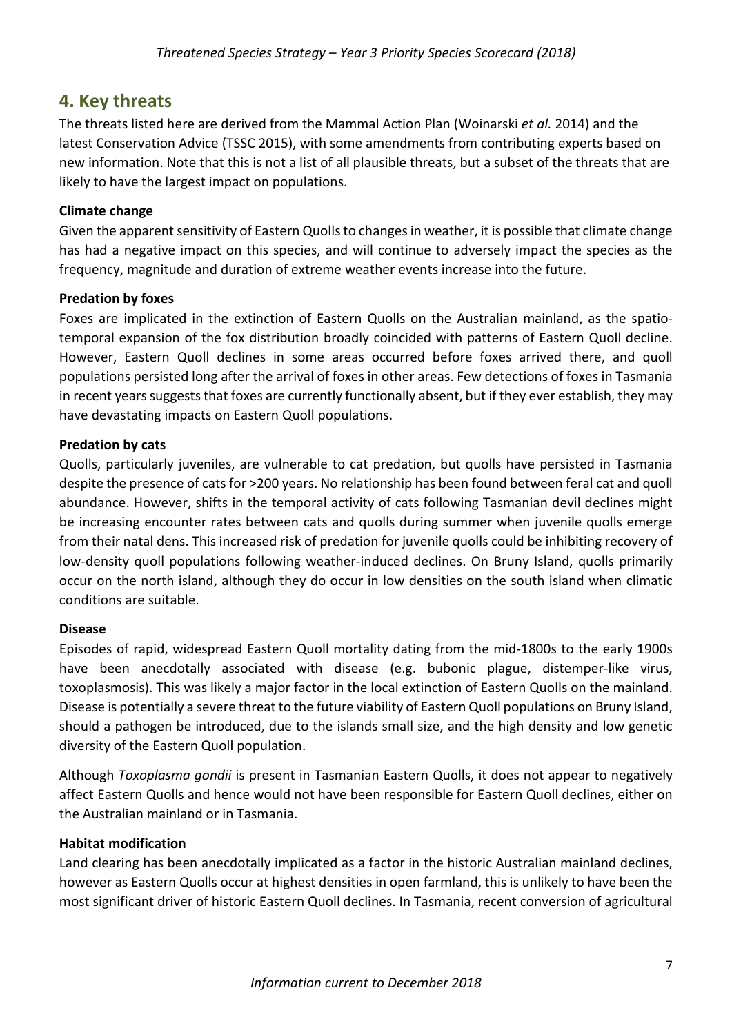## 4. Key threats

The threats listed here are derived from the Mammal Action Plan (Woinarski *et al.* 2014) and the latest Conservation Advice (TSSC 2015), with some amendments from contributing experts based on new information. Note that this is not a list of all plausible threats, but a subset of the threats that are likely to have the largest impact on populations.

**Climate change**

Given the apparent sensitivity of Eastern Quolls to changes in weather, it is possible that climate change has had a negative impact on this species, and will continue to adversely impact the species as the frequency, magnitude and duration of extreme weather events increase into the future.

**Predation by foxes**

Foxes are implicated in the extinction of Eastern Quolls on the Australian mainland, as the spatio-temporal expansion of the fox distribution broadly coincided with patterns of Eastern Quoll decline. However, Eastern Quoll declines in some areas occurred before foxes arrived there, and quoll populations persisted long after the arrival of foxes in other areas. Few detections of foxes in Tasmania in recent years suggests that foxes are currently functionally absent, but if they ever establish, they may have devastating impacts on Eastern Quoll populations.

**Predation by cats**

Quolls, particularly juveniles, are vulnerable to cat predation, but quolls have persisted in Tasmania despite the presence of cats for >200 years. No relationship has been found between feral cat and quoll abundance. However, shifts in the temporal activity of cats following Tasmanian devil declines might be increasing encounter rates between cats and quolls during summer when juvenile quolls emerge from their natal dens. This increased risk of predation for juvenile quolls could be inhibiting recovery of low-density quoll populations following weather-induced declines. On Bruny Island, quolls primarily occur on the north island, although they do occur in low densities on the south island when climatic conditions are suitable.

**Disease**

Episodes of rapid, widespread Eastern Quoll mortality dating from the mid-1800s to the early 1900s have been anecdotally associated with disease (e.g. bubonic plague, distemper-like virus, toxoplasmosis). This was likely a major factor in the local extinction of Eastern Quolls on the mainland. Disease is potentially a severe threat to the future viability of Eastern Quoll populations on Bruny Island, should a pathogen be introduced, due to the islands small size, and the high density and low genetic diversity of the Eastern Quoll population.

Although *Toxoplasma gondii* is present in Tasmanian Eastern Quolls, it does not appear to negatively affect Eastern Quolls and hence would not have been responsible for Eastern Quoll declines, either on the Australian mainland or in Tasmania.

**Habitat modification**

Land clearing has been anecdotally implicated as a factor in the historic Australian mainland declines, however as Eastern Quolls occur at highest densities in open farmland, this is unlikely to have been the most significant driver of historic Eastern Quoll declines. In Tasmania, recent conversion of agricultural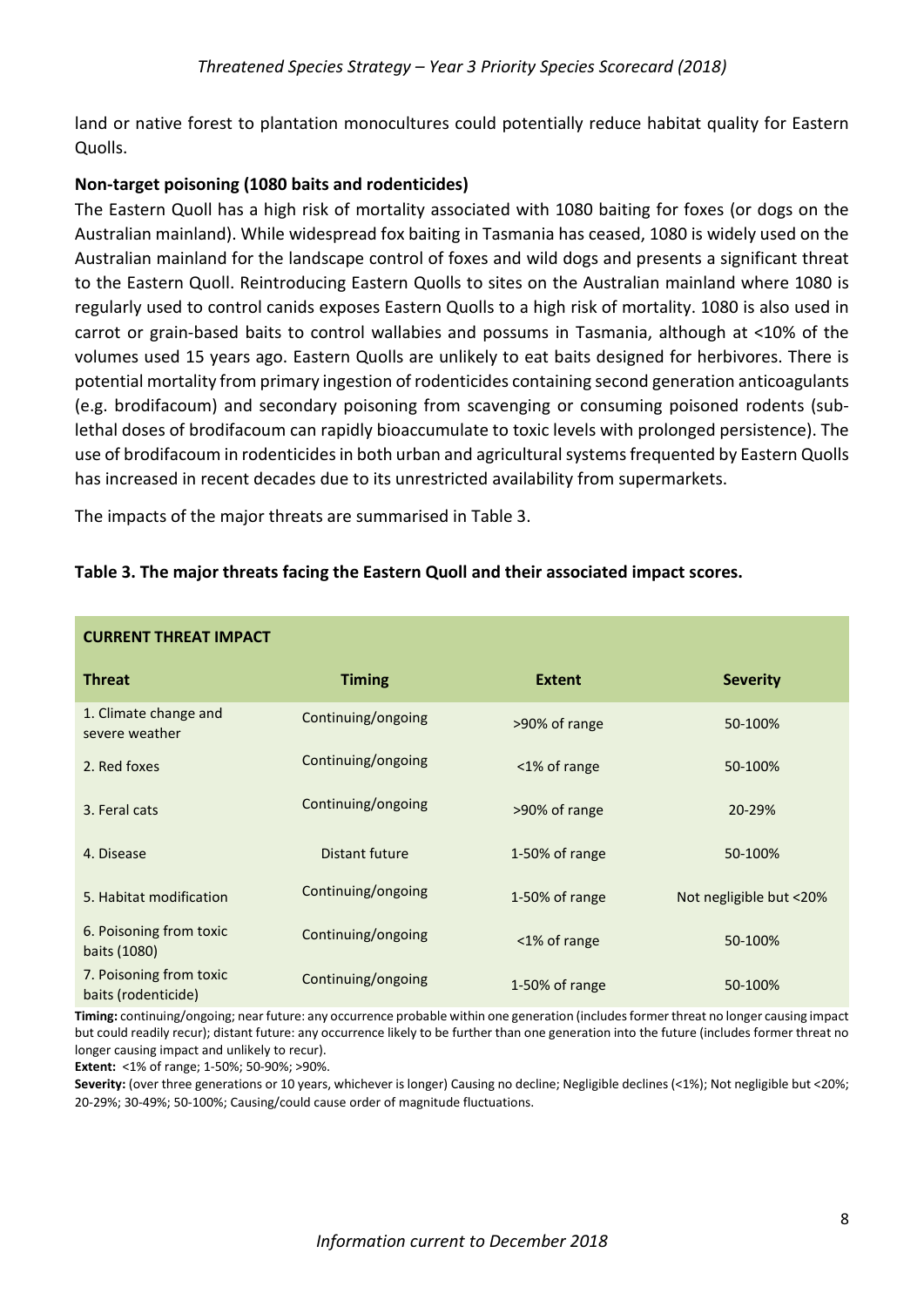land or native forest to plantation monocultures could potentially reduce habitat quality for Eastern Quolls.

### Non-target poisoning (1080 baits and rodenticides)

The Eastern Quoll has a high risk of mortality associated with 1080 baiting for foxes (or dogs on the Australian mainland). While widespread fox baiting in Tasmania has ceased, 1080 is widely used on the Australian mainland for the landscape control of foxes and wild dogs and presents a significant threat to the Eastern Quoll. Reintroducing Eastern Quolls to sites on the Australian mainland where 1080 is regularly used to control canids exposes Eastern Quolls to a high risk of mortality. 1080 is also used in carrot or grain-based baits to control wallabies and possums in Tasmania, although at <10% of the volumes used 15 years ago. Eastern Quolls are unlikely to eat baits designed for herbivores. There is potential mortality from primary ingestion of rodenticides containing second generation anticoagulants (e.g. brodifacoum) and secondary poisoning from scavenging or consuming poisoned rodents (sub-lethal doses of brodifacoum can rapidly bioaccumulate to toxic levels with prolonged persistence). The use of brodifacoum in rodenticides in both urban and agricultural systems frequented by Eastern Quolls has increased in recent decades due to its unrestricted availability from supermarkets.

The impacts of the major threats are summarised in Table 3.

**Table 3. The major threats facing the Eastern Quoll and their associated impact scores.**

| CURRENT THREAT IMPACT | | | |
|---|---|---|---|
| **Threat** | **Timing** | **Extent** | **Severity** |
| 1. Climate change and severe weather | Continuing/ongoing | >90% of range | 50-100% |
| 2. Red foxes | Continuing/ongoing | <1% of range | 50-100% |
| 3. Feral cats | Continuing/ongoing | >90% of range | 20-29% |
| 4. Disease | Distant future | 1-50% of range | 50-100% |
| 5. Habitat modification | Continuing/ongoing | 1-50% of range | Not negligible but <20% |
| 6. Poisoning from toxic baits (1080) | Continuing/ongoing | <1% of range | 50-100% |
| 7. Poisoning from toxic baits (rodenticide) | Continuing/ongoing | 1-50% of range | 50-100% |

**Timing:** continuing/ongoing; near future: any occurrence probable within one generation (includes former threat no longer causing impact but could readily recur); distant future: any occurrence likely to be further than one generation into the future (includes former threat no longer causing impact and unlikely to recur).

**Extent:** <1% of range; 1-50%; 50-90%; >90%.

**Severity:** (over three generations or 10 years, whichever is longer) Causing no decline; Negligible declines (<1%); Not negligible but <20%; 20-29%; 30-49%; 50-100%; Causing/could cause order of magnitude fluctuations.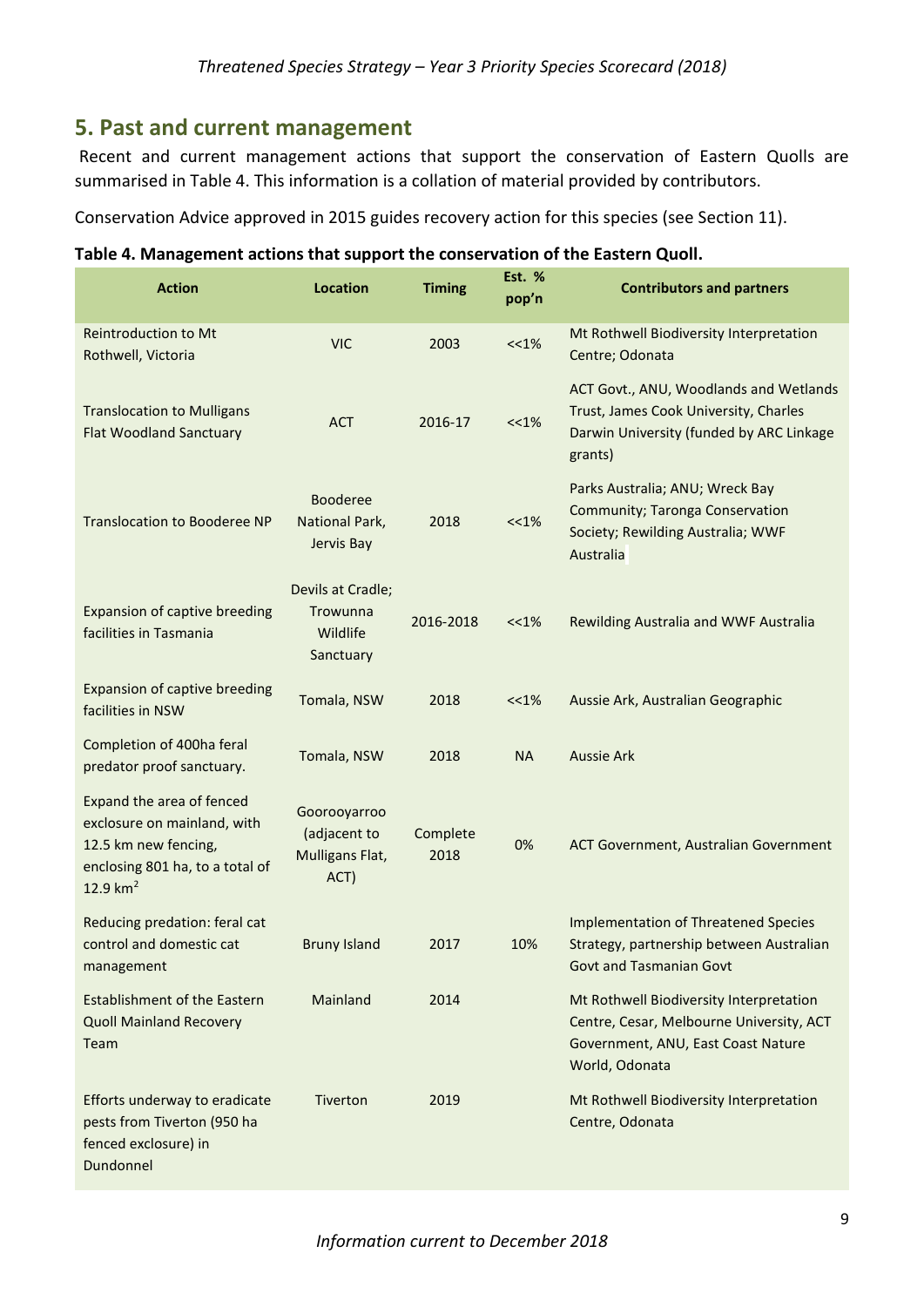## 5. Past and current management

Recent and current management actions that support the conservation of Eastern Quolls are summarised in Table 4. This information is a collation of material provided by contributors.

Conservation Advice approved in 2015 guides recovery action for this species (see Section 11).

**Table 4. Management actions that support the conservation of the Eastern Quoll.**

| Action | Location | Timing | Est. % pop'n | Contributors and partners |
|---|---|---|---|---|
| Reintroduction to Mt Rothwell, Victoria | VIC | 2003 | <<1% | Mt Rothwell Biodiversity Interpretation Centre; Odonata |
| Translocation to Mulligans Flat Woodland Sanctuary | ACT | 2016-17 | <<1% | ACT Govt., ANU, Woodlands and Wetlands Trust, James Cook University, Charles Darwin University (funded by ARC Linkage grants) |
| Translocation to Booderee NP | Booderee National Park, Jervis Bay | 2018 | <<1% | Parks Australia; ANU; Wreck Bay Community; Taronga Conservation Society; Rewilding Australia; WWF Australia |
| Expansion of captive breeding facilities in Tasmania | Devils at Cradle; Trowunna Wildlife Sanctuary | 2016-2018 | <<1% | Rewilding Australia and WWF Australia |
| Expansion of captive breeding facilities in NSW | Tomala, NSW | 2018 | <<1% | Aussie Ark, Australian Geographic |
| Completion of 400ha feral predator proof sanctuary. | Tomala, NSW | 2018 | NA | Aussie Ark |
| Expand the area of fenced exclosure on mainland, with 12.5 km new fencing, enclosing 801 ha, to a total of 12.9 km$^2$ | Goorooyarroo (adjacent to Mulligans Flat, ACT) | Complete 2018 | 0% | ACT Government, Australian Government |
| Reducing predation: feral cat control and domestic cat management | Bruny Island | 2017 | 10% | Implementation of Threatened Species Strategy, partnership between Australian Govt and Tasmanian Govt |
| Establishment of the Eastern Quoll Mainland Recovery Team | Mainland | 2014 | | Mt Rothwell Biodiversity Interpretation Centre, Cesar, Melbourne University, ACT Government, ANU, East Coast Nature World, Odonata |
| Efforts underway to eradicate pests from Tiverton (950 ha fenced exclosure) in Dundonnel | Tiverton | 2019 | | Mt Rothwell Biodiversity Interpretation Centre, Odonata |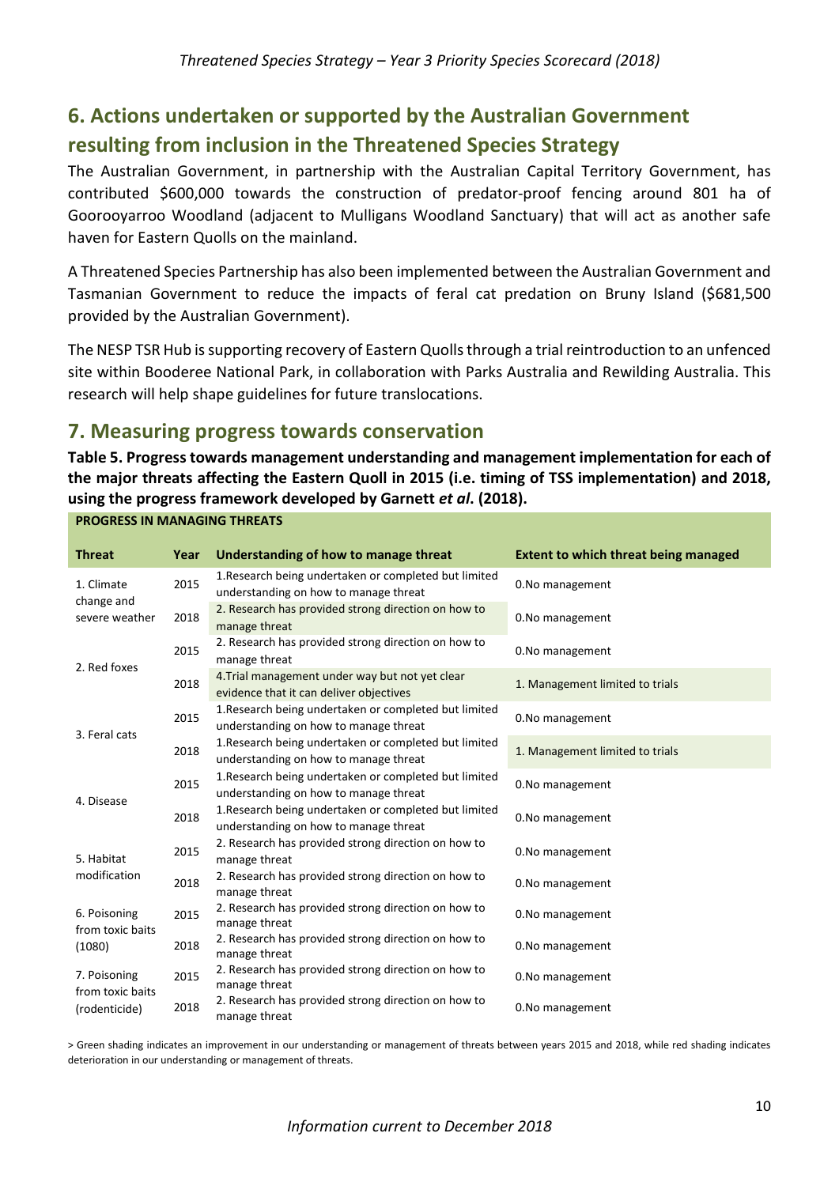## 6. Actions undertaken or supported by the Australian Government resulting from inclusion in the Threatened Species Strategy

The Australian Government, in partnership with the Australian Capital Territory Government, has contributed $600,000 towards the construction of predator-proof fencing around 801 ha of Goorooyarroo Woodland (adjacent to Mulligans Woodland Sanctuary) that will act as another safe haven for Eastern Quolls on the mainland.

A Threatened Species Partnership has also been implemented between the Australian Government and Tasmanian Government to reduce the impacts of feral cat predation on Bruny Island ($681,500 provided by the Australian Government).

The NESP TSR Hub is supporting recovery of Eastern Quolls through a trial reintroduction to an unfenced site within Booderee National Park, in collaboration with Parks Australia and Rewilding Australia. This research will help shape guidelines for future translocations.

## 7. Measuring progress towards conservation

**Table 5. Progress towards management understanding and management implementation for each of the major threats affecting the Eastern Quoll in 2015 (i.e. timing of TSS implementation) and 2018, using the progress framework developed by Garnett *et al*. (2018).**

| **PROGRESS IN MANAGING THREATS** | | | |
|---|---|---|---|
| **Threat** | **Year** | **Understanding of how to manage threat** | **Extent to which threat being managed** |
| 1. Climate change and severe weather | 2015 | 1.Research being undertaken or completed but limited understanding on how to manage threat | 0.No management |
| | 2018 | 2. Research has provided strong direction on how to manage threat | 0.No management |
| 2. Red foxes | 2015 | 2. Research has provided strong direction on how to manage threat | 0.No management |
| | 2018 | 4.Trial management under way but not yet clear evidence that it can deliver objectives | 1. Management limited to trials |
| 3. Feral cats | 2015 | 1.Research being undertaken or completed but limited understanding on how to manage threat | 0.No management |
| | 2018 | 1.Research being undertaken or completed but limited understanding on how to manage threat | 1. Management limited to trials |
| 4. Disease | 2015 | 1.Research being undertaken or completed but limited understanding on how to manage threat | 0.No management |
| | 2018 | 1.Research being undertaken or completed but limited understanding on how to manage threat | 0.No management |
| 5. Habitat modification | 2015 | 2. Research has provided strong direction on how to manage threat | 0.No management |
| | 2018 | 2. Research has provided strong direction on how to manage threat | 0.No management |
| 6. Poisoning from toxic baits (1080) | 2015 | 2. Research has provided strong direction on how to manage threat | 0.No management |
| | 2018 | 2. Research has provided strong direction on how to manage threat | 0.No management |
| 7. Poisoning from toxic baits (rodenticide) | 2015 | 2. Research has provided strong direction on how to manage threat | 0.No management |
| | 2018 | 2. Research has provided strong direction on how to manage threat | 0.No management |

> Green shading indicates an improvement in our understanding or management of threats between years 2015 and 2018, while red shading indicates deterioration in our understanding or management of threats.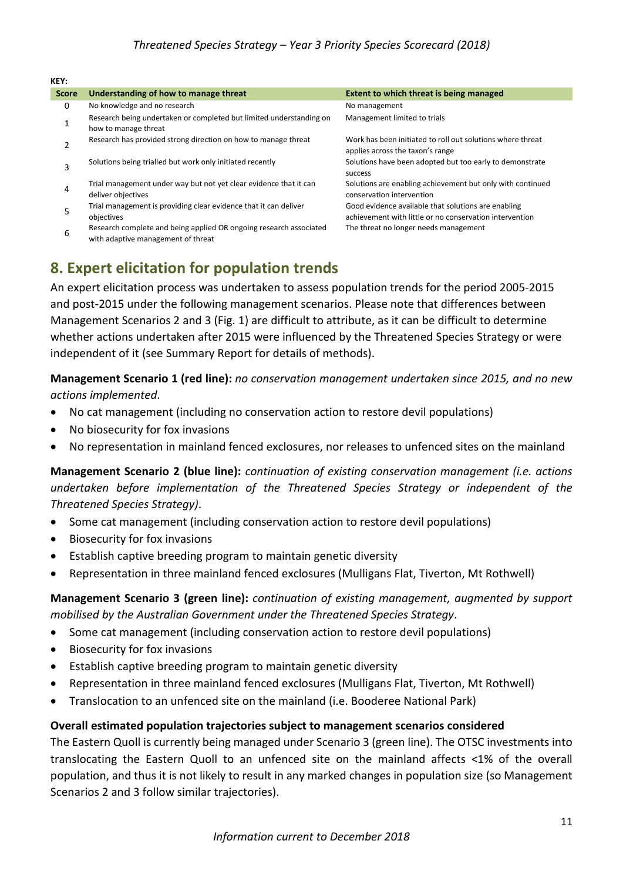KEY:

| Score | Understanding of how to manage threat | Extent to which threat is being managed |
|---|---|---|
| 0 | No knowledge and no research | No management |
| 1 | Research being undertaken or completed but limited understanding on how to manage threat | Management limited to trials |
| 2 | Research has provided strong direction on how to manage threat | Work has been initiated to roll out solutions where threat applies across the taxon's range |
| 3 | Solutions being trialled but work only initiated recently | Solutions have been adopted but too early to demonstrate success |
| 4 | Trial management under way but not yet clear evidence that it can deliver objectives | Solutions are enabling achievement but only with continued conservation intervention |
| 5 | Trial management is providing clear evidence that it can deliver objectives | Good evidence available that solutions are enabling achievement with little or no conservation intervention |
| 6 | Research complete and being applied OR ongoing research associated with adaptive management of threat | The threat no longer needs management |

## 8. Expert elicitation for population trends

An expert elicitation process was undertaken to assess population trends for the period 2005-2015 and post-2015 under the following management scenarios. Please note that differences between Management Scenarios 2 and 3 (Fig. 1) are difficult to attribute, as it can be difficult to determine whether actions undertaken after 2015 were influenced by the Threatened Species Strategy or were independent of it (see Summary Report for details of methods).

**Management Scenario 1 (red line):** *no conservation management undertaken since 2015, and no new actions implemented*.

- No cat management (including no conservation action to restore devil populations)
- No biosecurity for fox invasions
- No representation in mainland fenced exclosures, nor releases to unfenced sites on the mainland

**Management Scenario 2 (blue line):** *continuation of existing conservation management (i.e. actions undertaken before implementation of the Threatened Species Strategy or independent of the Threatened Species Strategy)*.

- Some cat management (including conservation action to restore devil populations)
- Biosecurity for fox invasions
- Establish captive breeding program to maintain genetic diversity
- Representation in three mainland fenced exclosures (Mulligans Flat, Tiverton, Mt Rothwell)

**Management Scenario 3 (green line):** *continuation of existing management, augmented by support mobilised by the Australian Government under the Threatened Species Strategy*.

- Some cat management (including conservation action to restore devil populations)
- Biosecurity for fox invasions
- Establish captive breeding program to maintain genetic diversity
- Representation in three mainland fenced exclosures (Mulligans Flat, Tiverton, Mt Rothwell)
- Translocation to an unfenced site on the mainland (i.e. Booderee National Park)

### Overall estimated population trajectories subject to management scenarios considered

The Eastern Quoll is currently being managed under Scenario 3 (green line). The OTSC investments into translocating the Eastern Quoll to an unfenced site on the mainland affects <1% of the overall population, and thus it is not likely to result in any marked changes in population size (so Management Scenarios 2 and 3 follow similar trajectories).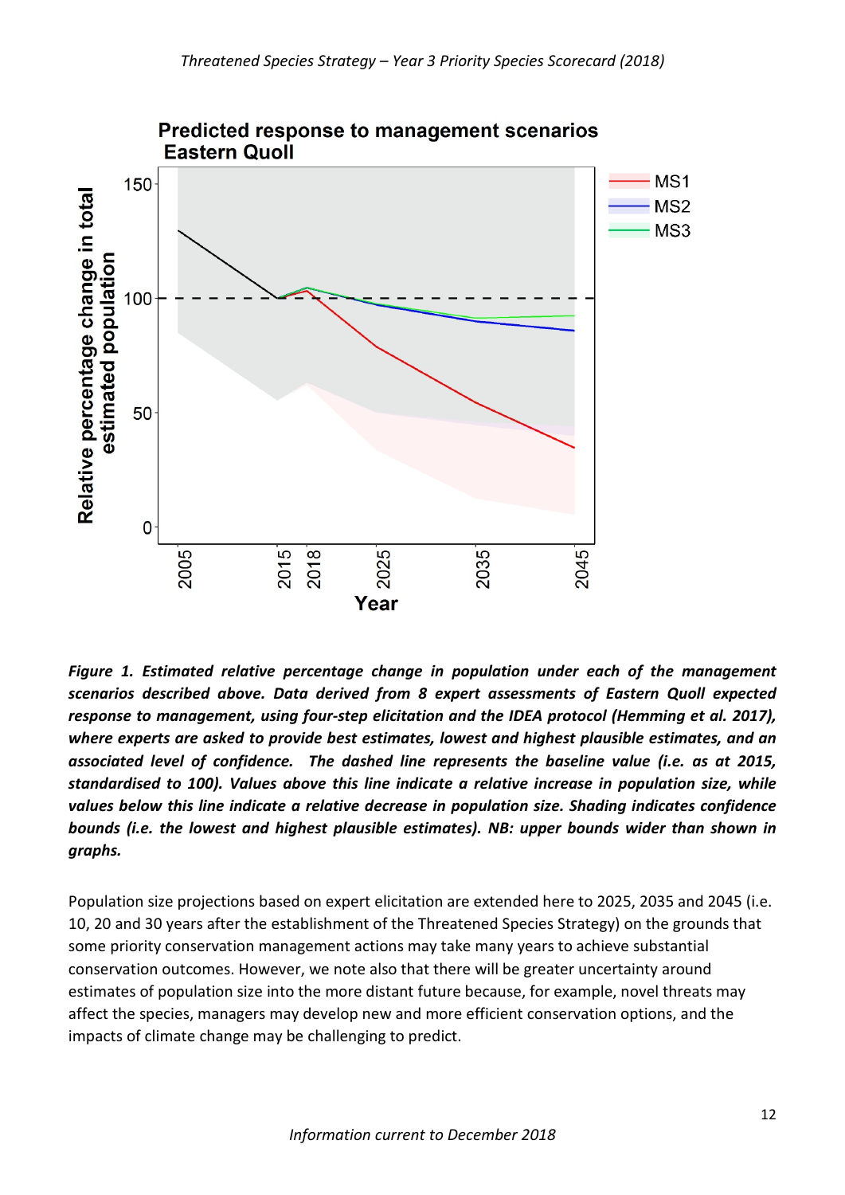*Figure 1. Estimated relative percentage change in population under each of the management scenarios described above. Data derived from 8 expert assessments of Eastern Quoll expected response to management, using four-step elicitation and the IDEA protocol (Hemming et al. 2017), where experts are asked to provide best estimates, lowest and highest plausible estimates, and an associated level of confidence. The dashed line represents the baseline value (i.e. as at 2015, standardised to 100). Values above this line indicate a relative increase in population size, while values below this line indicate a relative decrease in population size. Shading indicates confidence bounds (i.e. the lowest and highest plausible estimates). NB: upper bounds wider than shown in graphs.*

Population size projections based on expert elicitation are extended here to 2025, 2035 and 2045 (i.e. 10, 20 and 30 years after the establishment of the Threatened Species Strategy) on the grounds that some priority conservation management actions may take many years to achieve substantial conservation outcomes. However, we note also that there will be greater uncertainty around estimates of population size into the more distant future because, for example, novel threats may affect the species, managers may develop new and more efficient conservation options, and the impacts of climate change may be challenging to predict.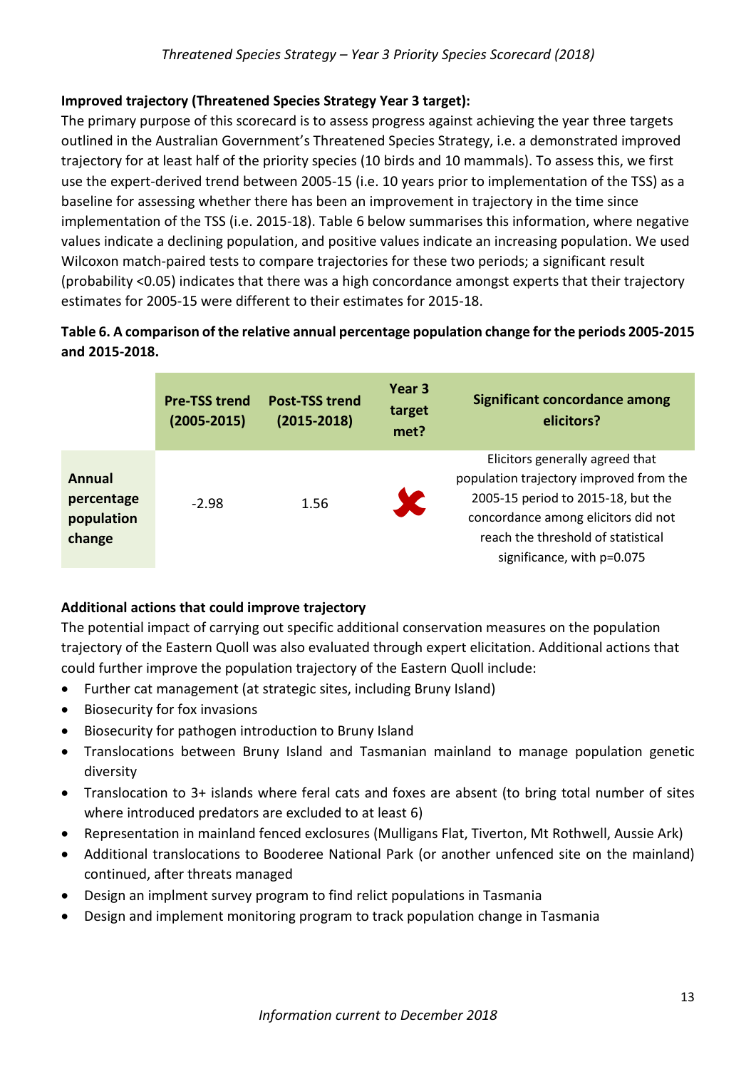**Improved trajectory (Threatened Species Strategy Year 3 target):**

The primary purpose of this scorecard is to assess progress against achieving the year three targets outlined in the Australian Government's Threatened Species Strategy, i.e. a demonstrated improved trajectory for at least half of the priority species (10 birds and 10 mammals). To assess this, we first use the expert-derived trend between 2005-15 (i.e. 10 years prior to implementation of the TSS) as a baseline for assessing whether there has been an improvement in trajectory in the time since implementation of the TSS (i.e. 2015-18). Table 6 below summarises this information, where negative values indicate a declining population, and positive values indicate an increasing population. We used Wilcoxon match-paired tests to compare trajectories for these two periods; a significant result (probability <0.05) indicates that there was a high concordance amongst experts that their trajectory estimates for 2005-15 were different to their estimates for 2015-18.

**Table 6. A comparison of the relative annual percentage population change for the periods 2005-2015 and 2015-2018.**

| | Pre-TSS trend (2005-2015) | Post-TSS trend (2015-2018) | Year 3 target met? | Significant concordance among elicitors? |
|---|---|---|---|---|
| **Annual percentage population change** | -2.98 | 1.56 | ✗ | Elicitors generally agreed that population trajectory improved from the 2005-15 period to 2015-18, but the concordance among elicitors did not reach the threshold of statistical significance, with p=0.075 |

**Additional actions that could improve trajectory**

The potential impact of carrying out specific additional conservation measures on the population trajectory of the Eastern Quoll was also evaluated through expert elicitation. Additional actions that could further improve the population trajectory of the Eastern Quoll include:

- Further cat management (at strategic sites, including Bruny Island)
- Biosecurity for fox invasions
- Biosecurity for pathogen introduction to Bruny Island
- Translocations between Bruny Island and Tasmanian mainland to manage population genetic diversity
- Translocation to 3+ islands where feral cats and foxes are absent (to bring total number of sites where introduced predators are excluded to at least 6)
- Representation in mainland fenced exclosures (Mulligans Flat, Tiverton, Mt Rothwell, Aussie Ark)
- Additional translocations to Booderee National Park (or another unfenced site on the mainland) continued, after threats managed
- Design an implment survey program to find relict populations in Tasmania
- Design and implement monitoring program to track population change in Tasmania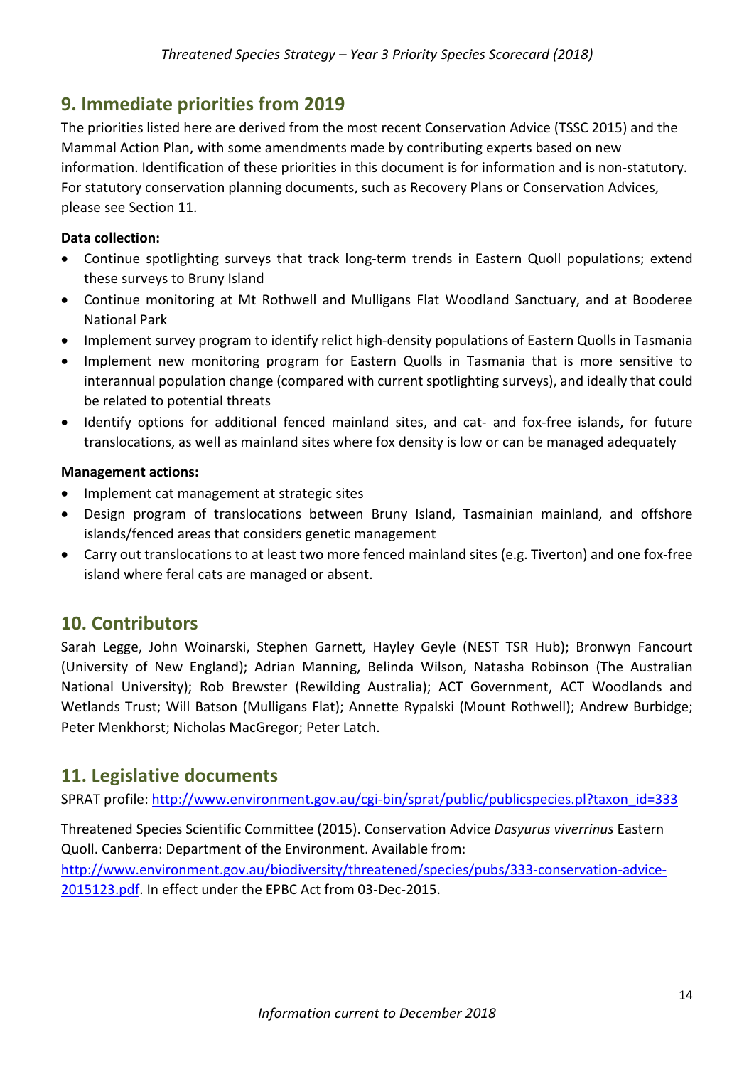## 9. Immediate priorities from 2019

The priorities listed here are derived from the most recent Conservation Advice (TSSC 2015) and the Mammal Action Plan, with some amendments made by contributing experts based on new information. Identification of these priorities in this document is for information and is non-statutory. For statutory conservation planning documents, such as Recovery Plans or Conservation Advices, please see Section 11.

**Data collection:**

- Continue spotlighting surveys that track long-term trends in Eastern Quoll populations; extend these surveys to Bruny Island
- Continue monitoring at Mt Rothwell and Mulligans Flat Woodland Sanctuary, and at Booderee National Park
- Implement survey program to identify relict high-density populations of Eastern Quolls in Tasmania
- Implement new monitoring program for Eastern Quolls in Tasmania that is more sensitive to interannual population change (compared with current spotlighting surveys), and ideally that could be related to potential threats
- Identify options for additional fenced mainland sites, and cat- and fox-free islands, for future translocations, as well as mainland sites where fox density is low or can be managed adequately

**Management actions:**

- Implement cat management at strategic sites
- Design program of translocations between Bruny Island, Tasmainian mainland, and offshore islands/fenced areas that considers genetic management
- Carry out translocations to at least two more fenced mainland sites (e.g. Tiverton) and one fox-free island where feral cats are managed or absent.

## 10. Contributors

Sarah Legge, John Woinarski, Stephen Garnett, Hayley Geyle (NEST TSR Hub); Bronwyn Fancourt (University of New England); Adrian Manning, Belinda Wilson, Natasha Robinson (The Australian National University); Rob Brewster (Rewilding Australia); ACT Government, ACT Woodlands and Wetlands Trust; Will Batson (Mulligans Flat); Annette Rypalski (Mount Rothwell); Andrew Burbidge; Peter Menkhorst; Nicholas MacGregor; Peter Latch.

## 11. Legislative documents

SPRAT profile: http://www.environment.gov.au/cgi-bin/sprat/public/publicspecies.pl?taxon_id=333

Threatened Species Scientific Committee (2015). Conservation Advice *Dasyurus viverrinus* Eastern Quoll. Canberra: Department of the Environment. Available from: http://www.environment.gov.au/biodiversity/threatened/species/pubs/333-conservation-advice-2015123.pdf. In effect under the EPBC Act from 03-Dec-2015.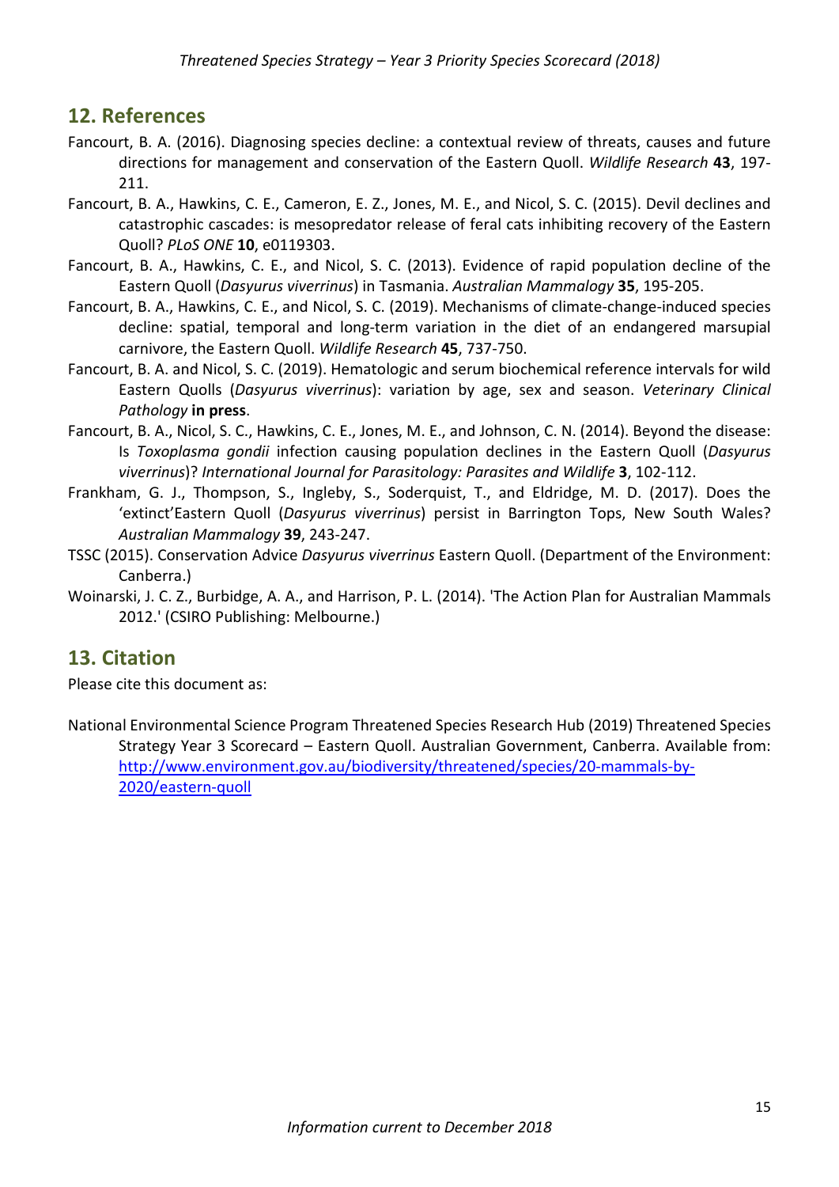## 12. References

Fancourt, B. A. (2016). Diagnosing species decline: a contextual review of threats, causes and future directions for management and conservation of the Eastern Quoll. *Wildlife Research* **43**, 197-211.

Fancourt, B. A., Hawkins, C. E., Cameron, E. Z., Jones, M. E., and Nicol, S. C. (2015). Devil declines and catastrophic cascades: is mesopredator release of feral cats inhibiting recovery of the Eastern Quoll? *PLoS ONE* **10**, e0119303.

Fancourt, B. A., Hawkins, C. E., and Nicol, S. C. (2013). Evidence of rapid population decline of the Eastern Quoll (*Dasyurus viverrinus*) in Tasmania. *Australian Mammalogy* **35**, 195-205.

Fancourt, B. A., Hawkins, C. E., and Nicol, S. C. (2019). Mechanisms of climate-change-induced species decline: spatial, temporal and long-term variation in the diet of an endangered marsupial carnivore, the Eastern Quoll. *Wildlife Research* **45**, 737-750.

Fancourt, B. A. and Nicol, S. C. (2019). Hematologic and serum biochemical reference intervals for wild Eastern Quolls (*Dasyurus viverrinus*): variation by age, sex and season. *Veterinary Clinical Pathology* **in press**.

Fancourt, B. A., Nicol, S. C., Hawkins, C. E., Jones, M. E., and Johnson, C. N. (2014). Beyond the disease: Is *Toxoplasma gondii* infection causing population declines in the Eastern Quoll (*Dasyurus viverrinus*)? *International Journal for Parasitology: Parasites and Wildlife* **3**, 102-112.

Frankham, G. J., Thompson, S., Ingleby, S., Soderquist, T., and Eldridge, M. D. (2017). Does the 'extinct'Eastern Quoll (*Dasyurus viverrinus*) persist in Barrington Tops, New South Wales? *Australian Mammalogy* **39**, 243-247.

TSSC (2015). Conservation Advice *Dasyurus viverrinus* Eastern Quoll. (Department of the Environment: Canberra.)

Woinarski, J. C. Z., Burbidge, A. A., and Harrison, P. L. (2014). 'The Action Plan for Australian Mammals 2012.' (CSIRO Publishing: Melbourne.)

## 13. Citation

Please cite this document as:

National Environmental Science Program Threatened Species Research Hub (2019) Threatened Species Strategy Year 3 Scorecard – Eastern Quoll. Australian Government, Canberra. Available from: http://www.environment.gov.au/biodiversity/threatened/species/20-mammals-by-2020/eastern-quoll

*Information current to December 2018*